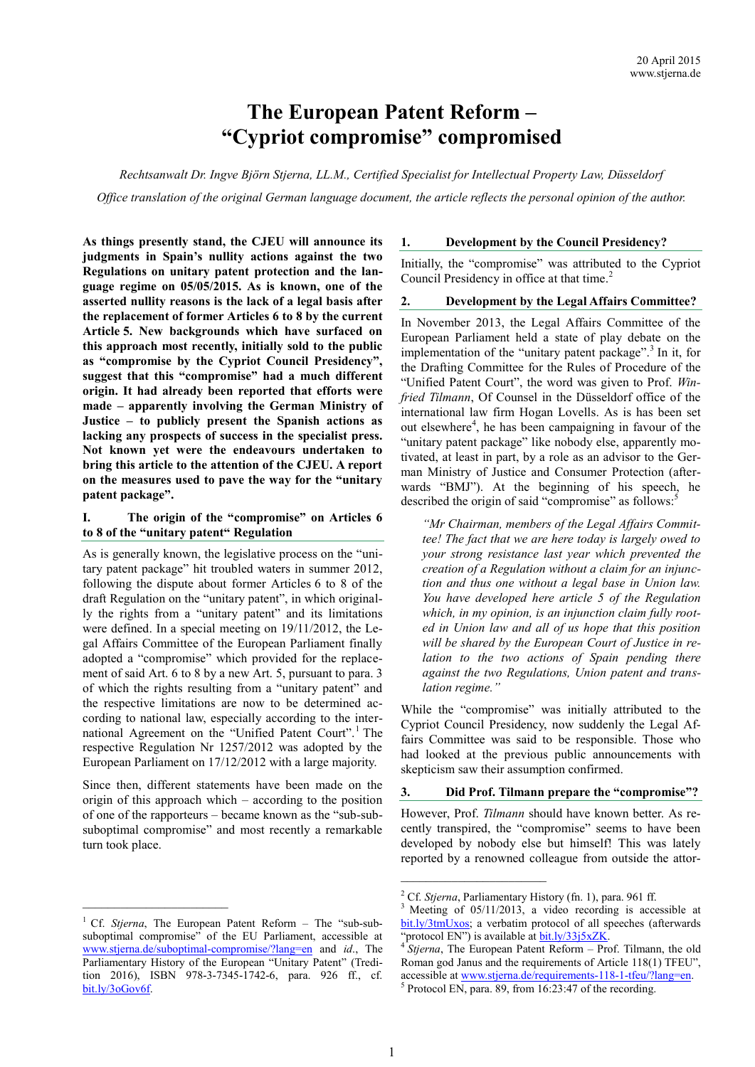20 April 2015
www.stjerna.de

# The European Patent Reform – "Cypriot compromise" compromised

*Rechtsanwalt Dr. Ingve Björn Stjerna, LL.M., Certified Specialist for Intellectual Property Law, Düsseldorf*

*Office translation of the original German language document, the article reflects the personal opinion of the author.*

**As things presently stand, the CJEU will announce its judgments in Spain's nullity actions against the two Regulations on unitary patent protection and the language regime on 05/05/2015. As is known, one of the asserted nullity reasons is the lack of a legal basis after the replacement of former Articles 6 to 8 by the current Article 5. New backgrounds which have surfaced on this approach most recently, initially sold to the public as "compromise by the Cypriot Council Presidency", suggest that this "compromise" had a much different origin. It had already been reported that efforts were made – apparently involving the German Ministry of Justice – to publicly present the Spanish actions as lacking any prospects of success in the specialist press. Not known yet were the endeavours undertaken to bring this article to the attention of the CJEU. A report on the measures used to pave the way for the "unitary patent package".**

## I. The origin of the "compromise" on Articles 6 to 8 of the "unitary patent" Regulation

As is generally known, the legislative process on the "unitary patent package" hit troubled waters in summer 2012, following the dispute about former Articles 6 to 8 of the draft Regulation on the "unitary patent", in which originally the rights from a "unitary patent" and its limitations were defined. In a special meeting on 19/11/2012, the Legal Affairs Committee of the European Parliament finally adopted a "compromise" which provided for the replacement of said Art. 6 to 8 by a new Art. 5, pursuant to para. 3 of which the rights resulting from a "unitary patent" and the respective limitations are now to be determined according to national law, especially according to the international Agreement on the "Unified Patent Court".[1] The respective Regulation Nr 1257/2012 was adopted by the European Parliament on 17/12/2012 with a large majority.

Since then, different statements have been made on the origin of this approach which – according to the position of one of the rapporteurs – became known as the "sub-sub-suboptimal compromise" and most recently a remarkable turn took place.

### 1. Development by the Council Presidency?

Initially, the "compromise" was attributed to the Cypriot Council Presidency in office at that time.[2]

### 2. Development by the Legal Affairs Committee?

In November 2013, the Legal Affairs Committee of the European Parliament held a state of play debate on the implementation of the "unitary patent package".[3] In it, for the Drafting Committee for the Rules of Procedure of the "Unified Patent Court", the word was given to Prof. *Winfried Tilmann*, Of Counsel in the Düsseldorf office of the international law firm Hogan Lovells. As is has been set out elsewhere[4], he has been campaigning in favour of the "unitary patent package" like nobody else, apparently motivated, at least in part, by a role as an advisor to the German Ministry of Justice and Consumer Protection (afterwards "BMJ"). At the beginning of his speech, he described the origin of said "compromise" as follows:[5]

> *"Mr Chairman, members of the Legal Affairs Committee! The fact that we are here today is largely owed to your strong resistance last year which prevented the creation of a Regulation without a claim for an injunction and thus one without a legal base in Union law. You have developed here article 5 of the Regulation which, in my opinion, is an injunction claim fully rooted in Union law and all of us hope that this position will be shared by the European Court of Justice in relation to the two actions of Spain pending there against the two Regulations, Union patent and translation regime."*

While the "compromise" was initially attributed to the Cypriot Council Presidency, now suddenly the Legal Affairs Committee was said to be responsible. Those who had looked at the previous public announcements with skepticism saw their assumption confirmed.

### 3. Did Prof. Tilmann prepare the "compromise"?

However, Prof. *Tilmann* should have known better. As recently transpired, the "compromise" seems to have been developed by nobody else but himself! This was lately reported by a renowned colleague from outside the attor-

---

[1] Cf. *Stjerna*, The European Patent Reform – The "sub-sub-suboptimal compromise" of the EU Parliament, accessible at www.stjerna.de/suboptimal-compromise/?lang=en and *id.*, The Parliamentary History of the European "Unitary Patent" (Tredition 2016), ISBN 978-3-7345-1742-6, para. 926 ff., cf. bit.ly/3oGov6f.

[2] Cf. *Stjerna*, Parliamentary History (fn. 1), para. 961 ff.

[3] Meeting of 05/11/2013, a video recording is accessible at bit.ly/3tmUxos; a verbatim protocol of all speeches (afterwards "protocol EN") is available at bit.ly/33j5xZK.

[4] *Stjerna*, The European Patent Reform – Prof. Tilmann, the old Roman god Janus and the requirements of Article 118(1) TFEU", accessible at www.stjerna.de/requirements-118-1-tfeu/?lang=en.

[5] Protocol EN, para. 89, from 16:23:47 of the recording.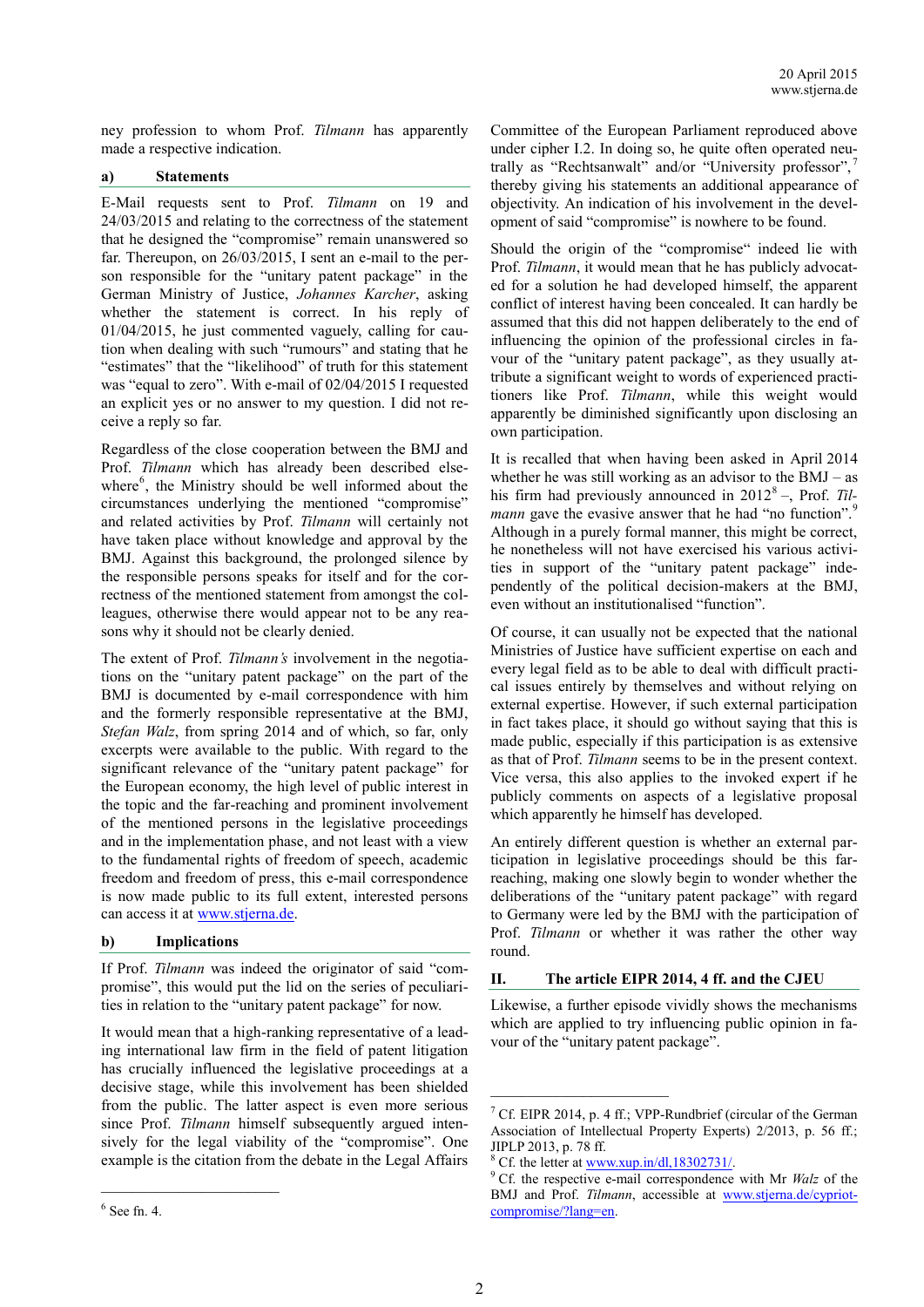ney profession to whom Prof. *Tilmann* has apparently made a respective indication.

### a) Statements

E-Mail requests sent to Prof. *Tilmann* on 19 and 24/03/2015 and relating to the correctness of the statement that he designed the "compromise" remain unanswered so far. Thereupon, on 26/03/2015, I sent an e-mail to the person responsible for the "unitary patent package" in the German Ministry of Justice, *Johannes Karcher*, asking whether the statement is correct. In his reply of 01/04/2015, he just commented vaguely, calling for caution when dealing with such "rumours" and stating that he "estimates" that the "likelihood" of truth for this statement was "equal to zero". With e-mail of 02/04/2015 I requested an explicit yes or no answer to my question. I did not receive a reply so far.

Regardless of the close cooperation between the BMJ and Prof. *Tilmann* which has already been described elsewhere[6], the Ministry should be well informed about the circumstances underlying the mentioned "compromise" and related activities by Prof. *Tilmann* will certainly not have taken place without knowledge and approval by the BMJ. Against this background, the prolonged silence by the responsible persons speaks for itself and for the correctness of the mentioned statement from amongst the colleagues, otherwise there would appear not to be any reasons why it should not be clearly denied.

The extent of Prof. *Tilmann's* involvement in the negotiations on the "unitary patent package" on the part of the BMJ is documented by e-mail correspondence with him and the formerly responsible representative at the BMJ, *Stefan Walz*, from spring 2014 and of which, so far, only excerpts were available to the public. With regard to the significant relevance of the "unitary patent package" for the European economy, the high level of public interest in the topic and the far-reaching and prominent involvement of the mentioned persons in the legislative proceedings and in the implementation phase, and not least with a view to the fundamental rights of freedom of speech, academic freedom and freedom of press, this e-mail correspondence is now made public to its full extent, interested persons can access it at www.stjerna.de.

### b) Implications

If Prof. *Tilmann* was indeed the originator of said "compromise", this would put the lid on the series of peculiarities in relation to the "unitary patent package" for now.

It would mean that a high-ranking representative of a leading international law firm in the field of patent litigation has crucially influenced the legislative proceedings at a decisive stage, while this involvement has been shielded from the public. The latter aspect is even more serious since Prof. *Tilmann* himself subsequently argued intensively for the legal viability of the "compromise". One example is the citation from the debate in the Legal Affairs Committee of the European Parliament reproduced above under cipher I.2. In doing so, he quite often operated neutrally as "Rechtsanwalt" and/or "University professor",[7] thereby giving his statements an additional appearance of objectivity. An indication of his involvement in the development of said "compromise" is nowhere to be found.

Should the origin of the "compromise" indeed lie with Prof. *Tilmann*, it would mean that he has publicly advocated for a solution he had developed himself, the apparent conflict of interest having been concealed. It can hardly be assumed that this did not happen deliberately to the end of influencing the opinion of the professional circles in favour of the "unitary patent package", as they usually attribute a significant weight to words of experienced practitioners like Prof. *Tilmann*, while this weight would apparently be diminished significantly upon disclosing an own participation.

It is recalled that when having been asked in April 2014 whether he was still working as an advisor to the BMJ – as his firm had previously announced in 2012[8] –, Prof. *Tilmann* gave the evasive answer that he had "no function".[9] Although in a purely formal manner, this might be correct, he nonetheless will not have exercised his various activities in support of the "unitary patent package" independently of the political decision-makers at the BMJ, even without an institutionalised "function".

Of course, it can usually not be expected that the national Ministries of Justice have sufficient expertise on each and every legal field as to be able to deal with difficult practical issues entirely by themselves and without relying on external expertise. However, if such external participation in fact takes place, it should go without saying that this is made public, especially if this participation is as extensive as that of Prof. *Tilmann* seems to be in the present context. Vice versa, this also applies to the invoked expert if he publicly comments on aspects of a legislative proposal which apparently he himself has developed.

An entirely different question is whether an external participation in legislative proceedings should be this far-reaching, making one slowly begin to wonder whether the deliberations of the "unitary patent package" with regard to Germany were led by the BMJ with the participation of Prof. *Tilmann* or whether it was rather the other way round.

## II. The article EIPR 2014, 4 ff. and the CJEU

Likewise, a further episode vividly shows the mechanisms which are applied to try influencing public opinion in favour of the "unitary patent package".

---

[6] See fn. 4.

[7] Cf. EIPR 2014, p. 4 ff.; VPP-Rundbrief (circular of the German Association of Intellectual Property Experts) 2/2013, p. 56 ff.; JIPLP 2013, p. 78 ff.

[8] Cf. the letter at www.xup.in/dl,18302731/.

[9] Cf. the respective e-mail correspondence with Mr *Walz* of the BMJ and Prof. *Tilmann*, accessible at www.stjerna.de/cypriot-compromise/?lang=en.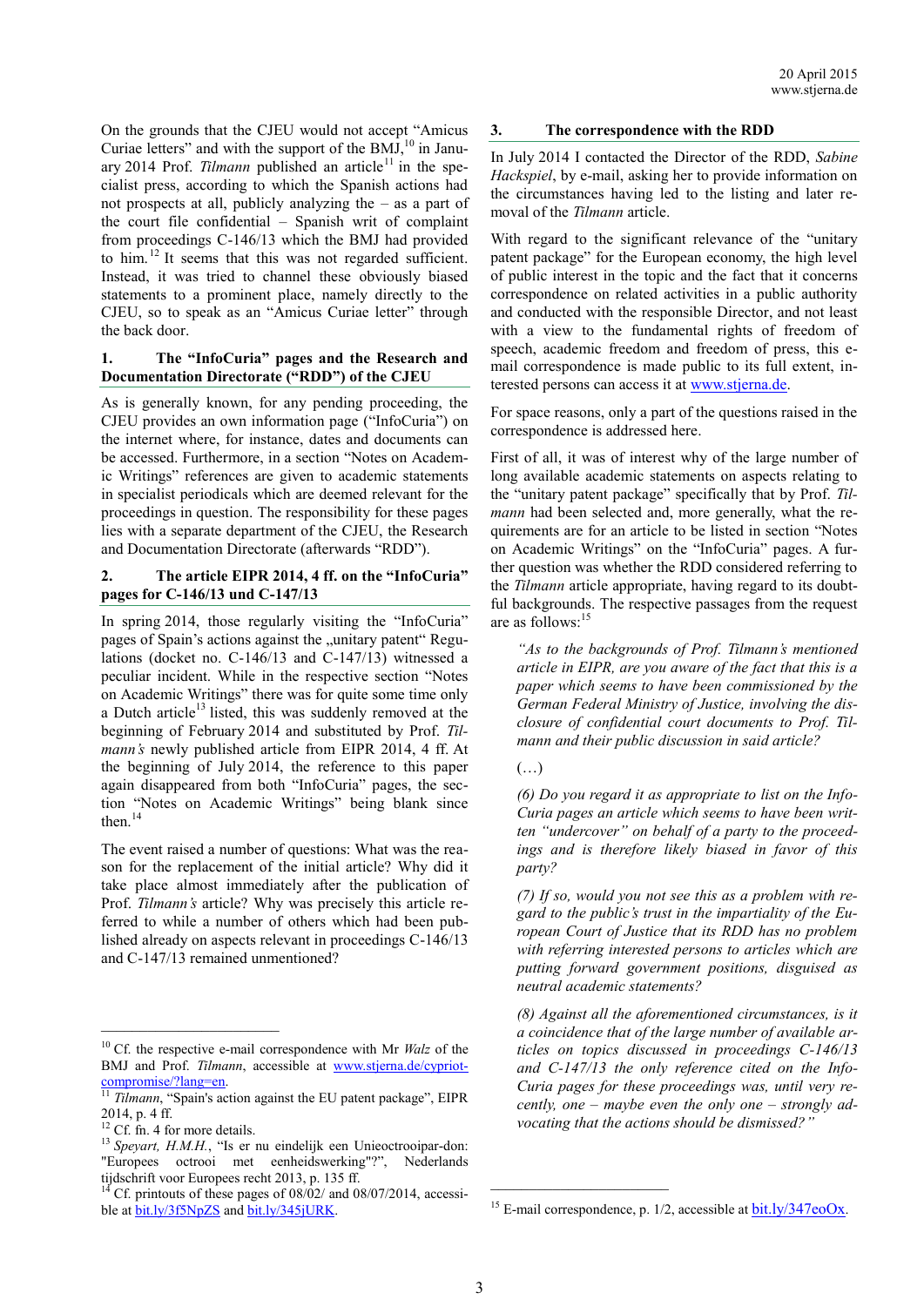On the grounds that the CJEU would not accept "Amicus Curiae letters" and with the support of the BMJ,[10] in January 2014 Prof. *Tilmann* published an article[11] in the specialist press, according to which the Spanish actions had not prospects at all, publicly analyzing the – as a part of the court file confidential – Spanish writ of complaint from proceedings C-146/13 which the BMJ had provided to him.[12] It seems that this was not regarded sufficient. Instead, it was tried to channel these obviously biased statements to a prominent place, namely directly to the CJEU, so to speak as an "Amicus Curiae letter" through the back door.

## 1. The "InfoCuria" pages and the Research and Documentation Directorate ("RDD") of the CJEU

As is generally known, for any pending proceeding, the CJEU provides an own information page ("InfoCuria") on the internet where, for instance, dates and documents can be accessed. Furthermore, in a section "Notes on Academic Writings" references are given to academic statements in specialist periodicals which are deemed relevant for the proceedings in question. The responsibility for these pages lies with a separate department of the CJEU, the Research and Documentation Directorate (afterwards "RDD").

## 2. The article EIPR 2014, 4 ff. on the "InfoCuria" pages for C-146/13 und C-147/13

In spring 2014, those regularly visiting the "InfoCuria" pages of Spain's actions against the „unitary patent" Regulations (docket no. C-146/13 and C-147/13) witnessed a peculiar incident. While in the respective section "Notes on Academic Writings" there was for quite some time only a Dutch article[13] listed, this was suddenly removed at the beginning of February 2014 and substituted by Prof. *Tilmann's* newly published article from EIPR 2014, 4 ff. At the beginning of July 2014, the reference to this paper again disappeared from both "InfoCuria" pages, the section "Notes on Academic Writings" being blank since then.[14]

The event raised a number of questions: What was the reason for the replacement of the initial article? Why did it take place almost immediately after the publication of Prof. *Tilmann's* article? Why was precisely this article referred to while a number of others which had been published already on aspects relevant in proceedings C-146/13 and C-147/13 remained unmentioned?

## 3. The correspondence with the RDD

In July 2014 I contacted the Director of the RDD, *Sabine Hackspiel*, by e-mail, asking her to provide information on the circumstances having led to the listing and later removal of the *Tilmann* article.

With regard to the significant relevance of the "unitary patent package" for the European economy, the high level of public interest in the topic and the fact that it concerns correspondence on related activities in a public authority and conducted with the responsible Director, and not least with a view to the fundamental rights of freedom of speech, academic freedom and freedom of press, this e-mail correspondence is made public to its full extent, interested persons can access it at www.stjerna.de.

For space reasons, only a part of the questions raised in the correspondence is addressed here.

First of all, it was of interest why of the large number of long available academic statements on aspects relating to the "unitary patent package" specifically that by Prof. *Tilmann* had been selected and, more generally, what the requirements are for an article to be listed in section "Notes on Academic Writings" on the "InfoCuria" pages. A further question was whether the RDD considered referring to the *Tilmann* article appropriate, having regard to its doubtful backgrounds. The respective passages from the request are as follows:[15]

> *"As to the backgrounds of Prof. Tilmann's mentioned article in EIPR, are you aware of the fact that this is a paper which seems to have been commissioned by the German Federal Ministry of Justice, involving the disclosure of confidential court documents to Prof. Tilmann and their public discussion in said article?*
>
> (…)
>
> *(6) Do you regard it as appropriate to list on the InfoCuria pages an article which seems to have been written "undercover" on behalf of a party to the proceedings and is therefore likely biased in favor of this party?*
>
> *(7) If so, would you not see this as a problem with regard to the public's trust in the impartiality of the European Court of Justice that its RDD has no problem with referring interested persons to articles which are putting forward government positions, disguised as neutral academic statements?*
>
> *(8) Against all the aforementioned circumstances, is it a coincidence that of the large number of available articles on topics discussed in proceedings C-146/13 and C-147/13 the only reference cited on the InfoCuria pages for these proceedings was, until very recently, one – maybe even the only one – strongly advocating that the actions should be dismissed?"*

---

[10] Cf. the respective e-mail correspondence with Mr *Walz* of the BMJ and Prof. *Tilmann*, accessible at www.stjerna.de/cypriot-compromise/?lang=en.

[11] *Tilmann*, "Spain's action against the EU patent package", EIPR 2014, p. 4 ff.

[12] Cf. fn. 4 for more details.

[13] *Speyart, H.M.H.*, "Is er nu eindelijk een Unieoctrooipar-don: "Europees octrooi met eenheidswerking"?", Nederlands tijdschrift voor Europees recht 2013, p. 135 ff.

[14] Cf. printouts of these pages of 08/02/ and 08/07/2014, accessible at bit.ly/3f5NpZS and bit.ly/345jURK.

[15] E-mail correspondence, p. 1/2, accessible at bit.ly/347eoOx.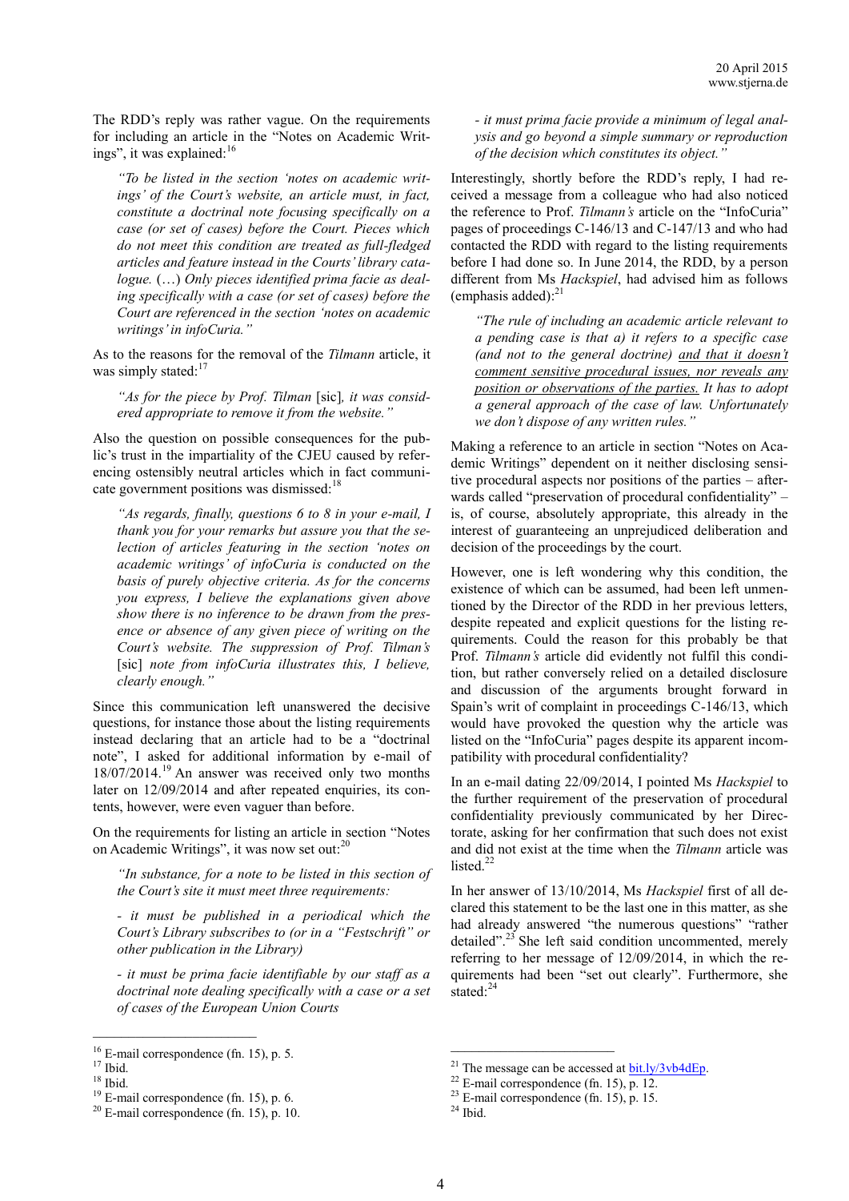The RDD's reply was rather vague. On the requirements for including an article in the "Notes on Academic Writings", it was explained:[16]

> *"To be listed in the section 'notes on academic writings' of the Court's website, an article must, in fact, constitute a doctrinal note focusing specifically on a case (or set of cases) before the Court. Pieces which do not meet this condition are treated as full-fledged articles and feature instead in the Courts' library catalogue.* (…) *Only pieces identified prima facie as dealing specifically with a case (or set of cases) before the Court are referenced in the section 'notes on academic writings' in infoCuria."*

As to the reasons for the removal of the *Tilmann* article, it was simply stated:[17]

> *"As for the piece by Prof. Tilman* [sic]*, it was considered appropriate to remove it from the website."*

Also the question on possible consequences for the public's trust in the impartiality of the CJEU caused by referencing ostensibly neutral articles which in fact communicate government positions was dismissed:[18]

> *"As regards, finally, questions 6 to 8 in your e-mail, I thank you for your remarks but assure you that the selection of articles featuring in the section 'notes on academic writings' of infoCuria is conducted on the basis of purely objective criteria. As for the concerns you express, I believe the explanations given above show there is no inference to be drawn from the presence or absence of any given piece of writing on the Court's website. The suppression of Prof. Tilman's* [sic] *note from infoCuria illustrates this, I believe, clearly enough."*

Since this communication left unanswered the decisive questions, for instance those about the listing requirements instead declaring that an article had to be a "doctrinal note", I asked for additional information by e-mail of 18/07/2014.[19] An answer was received only two months later on 12/09/2014 and after repeated enquiries, its contents, however, were even vaguer than before.

On the requirements for listing an article in section "Notes on Academic Writings", it was now set out:[20]

> *"In substance, for a note to be listed in this section of the Court's site it must meet three requirements:*
>
> *- it must be published in a periodical which the Court's Library subscribes to (or in a "Festschrift" or other publication in the Library)*
>
> *- it must be prima facie identifiable by our staff as a doctrinal note dealing specifically with a case or a set of cases of the European Union Courts*
>
> *- it must prima facie provide a minimum of legal analysis and go beyond a simple summary or reproduction of the decision which constitutes its object."*

Interestingly, shortly before the RDD's reply, I had received a message from a colleague who had also noticed the reference to Prof. *Tilmann's* article on the "InfoCuria" pages of proceedings C-146/13 and C-147/13 and who had contacted the RDD with regard to the listing requirements before I had done so. In June 2014, the RDD, by a person different from Ms *Hackspiel*, had advised him as follows (emphasis added):[21]

> *"The rule of including an academic article relevant to a pending case is that a) it refers to a specific case (and not to the general doctrine) <u>and that it doesn't comment sensitive procedural issues, nor reveals any position or observations of the parties.</u> It has to adopt a general approach of the case of law. Unfortunately we don't dispose of any written rules."*

Making a reference to an article in section "Notes on Academic Writings" dependent on it neither disclosing sensitive procedural aspects nor positions of the parties – afterwards called "preservation of procedural confidentiality" – is, of course, absolutely appropriate, this already in the interest of guaranteeing an unprejudiced deliberation and decision of the proceedings by the court.

However, one is left wondering why this condition, the existence of which can be assumed, had been left unmentioned by the Director of the RDD in her previous letters, despite repeated and explicit questions for the listing requirements. Could the reason for this probably be that Prof. *Tilmann's* article did evidently not fulfil this condition, but rather conversely relied on a detailed disclosure and discussion of the arguments brought forward in Spain's writ of complaint in proceedings C-146/13, which would have provoked the question why the article was listed on the "InfoCuria" pages despite its apparent incompatibility with procedural confidentiality?

In an e-mail dating 22/09/2014, I pointed Ms *Hackspiel* to the further requirement of the preservation of procedural confidentiality previously communicated by her Directorate, asking for her confirmation that such does not exist and did not exist at the time when the *Tilmann* article was listed.[22]

In her answer of 13/10/2014, Ms *Hackspiel* first of all declared this statement to be the last one in this matter, as she had already answered "the numerous questions" "rather detailed".[23] She left said condition uncommented, merely referring to her message of 12/09/2014, in which the requirements had been "set out clearly". Furthermore, she stated:[24]

---

[16] E-mail correspondence (fn. 15), p. 5.
[17] Ibid.
[18] Ibid.
[19] E-mail correspondence (fn. 15), p. 6.
[20] E-mail correspondence (fn. 15), p. 10.
[21] The message can be accessed at bit.ly/3vb4dEp.
[22] E-mail correspondence (fn. 15), p. 12.
[23] E-mail correspondence (fn. 15), p. 15.
[24] Ibid.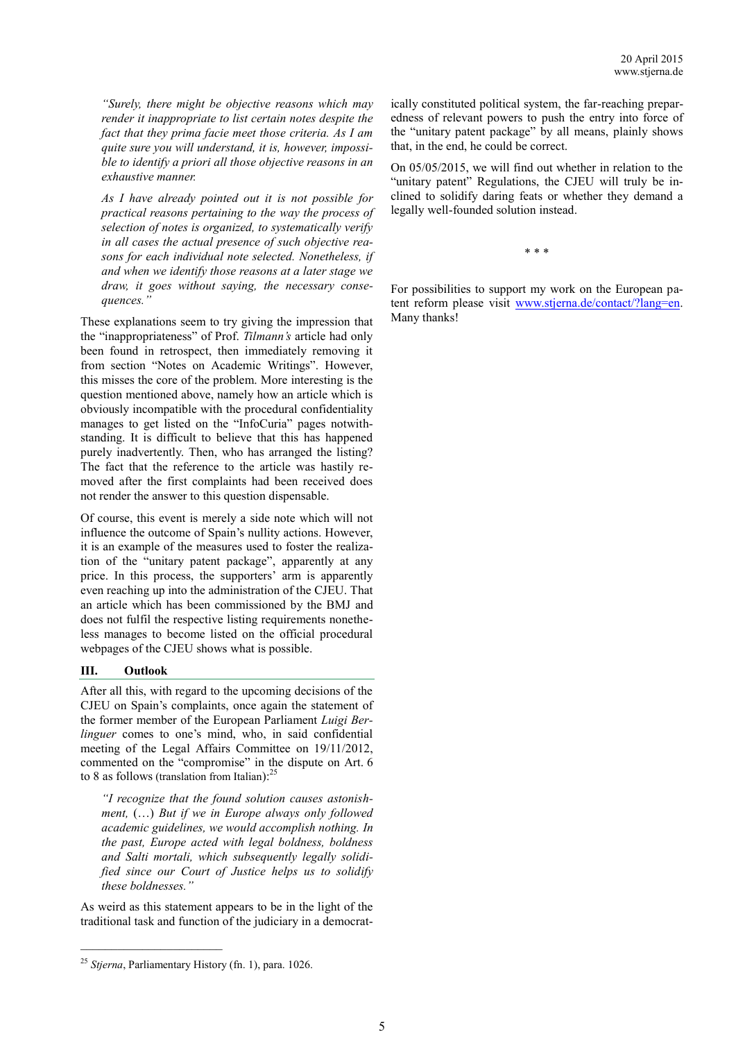> *"Surely, there might be objective reasons which may render it inappropriate to list certain notes despite the fact that they prima facie meet those criteria. As I am quite sure you will understand, it is, however, impossible to identify a priori all those objective reasons in an exhaustive manner.*
>
> *As I have already pointed out it is not possible for practical reasons pertaining to the way the process of selection of notes is organized, to systematically verify in all cases the actual presence of such objective reasons for each individual note selected. Nonetheless, if and when we identify those reasons at a later stage we draw, it goes without saying, the necessary consequences."*

These explanations seem to try giving the impression that the "inappropriateness" of Prof. *Tilmann's* article had only been found in retrospect, then immediately removing it from section "Notes on Academic Writings". However, this misses the core of the problem. More interesting is the question mentioned above, namely how an article which is obviously incompatible with the procedural confidentiality manages to get listed on the "InfoCuria" pages notwithstanding. It is difficult to believe that this has happened purely inadvertently. Then, who has arranged the listing? The fact that the reference to the article was hastily removed after the first complaints had been received does not render the answer to this question dispensable.

Of course, this event is merely a side note which will not influence the outcome of Spain's nullity actions. However, it is an example of the measures used to foster the realization of the "unitary patent package", apparently at any price. In this process, the supporters' arm is apparently even reaching up into the administration of the CJEU. That an article which has been commissioned by the BMJ and does not fulfil the respective listing requirements nonetheless manages to become listed on the official procedural webpages of the CJEU shows what is possible.

## III. Outlook

After all this, with regard to the upcoming decisions of the CJEU on Spain's complaints, once again the statement of the former member of the European Parliament *Luigi Berlinguer* comes to one's mind, who, in said confidential meeting of the Legal Affairs Committee on 19/11/2012, commented on the "compromise" in the dispute on Art. 6 to 8 as follows (translation from Italian):[25]

> *"I recognize that the found solution causes astonishment,* (…) *But if we in Europe always only followed academic guidelines, we would accomplish nothing. In the past, Europe acted with legal boldness, boldness and Salti mortali, which subsequently legally solidified since our Court of Justice helps us to solidify these boldnesses."*

As weird as this statement appears to be in the light of the traditional task and function of the judiciary in a democratically constituted political system, the far-reaching preparedness of relevant powers to push the entry into force of the "unitary patent package" by all means, plainly shows that, in the end, he could be correct.

On 05/05/2015, we will find out whether in relation to the "unitary patent" Regulations, the CJEU will truly be inclined to solidify daring feats or whether they demand a legally well-founded solution instead.

\* \* \*

For possibilities to support my work on the European patent reform please visit www.stjerna.de/contact/?lang=en. Many thanks!

---

[25] *Stjerna*, Parliamentary History (fn. 1), para. 1026.